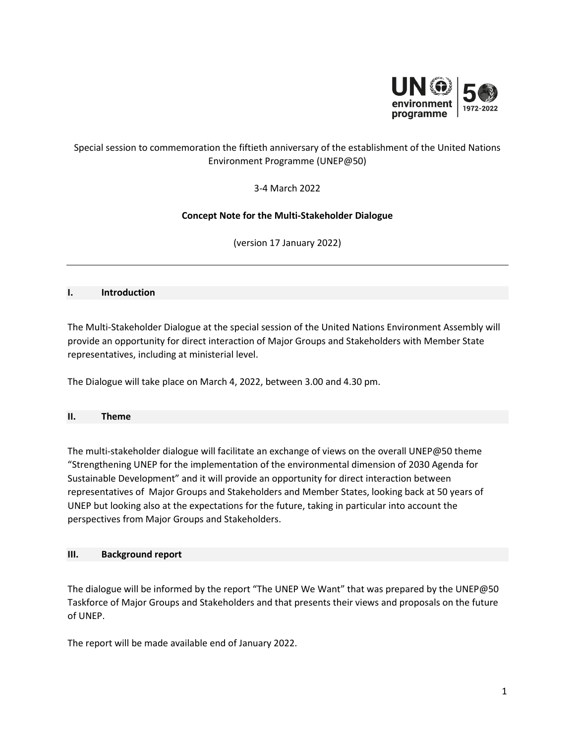Special session to commemoration the fiftieth anniversary of the establishment of the United Nations Environment Programme (UNEP@50)

3-4 March 2022

**Concept Note for the Multi-Stakeholder Dialogue**

(version 17 January 2022)

---

## I. Introduction

The Multi-Stakeholder Dialogue at the special session of the United Nations Environment Assembly will provide an opportunity for direct interaction of Major Groups and Stakeholders with Member State representatives, including at ministerial level.

The Dialogue will take place on March 4, 2022, between 3.00 and 4.30 pm.

## II. Theme

The multi-stakeholder dialogue will facilitate an exchange of views on the overall UNEP@50 theme "Strengthening UNEP for the implementation of the environmental dimension of 2030 Agenda for Sustainable Development" and it will provide an opportunity for direct interaction between representatives of Major Groups and Stakeholders and Member States, looking back at 50 years of UNEP but looking also at the expectations for the future, taking in particular into account the perspectives from Major Groups and Stakeholders.

## III. Background report

The dialogue will be informed by the report "The UNEP We Want" that was prepared by the UNEP@50 Taskforce of Major Groups and Stakeholders and that presents their views and proposals on the future of UNEP.

The report will be made available end of January 2022.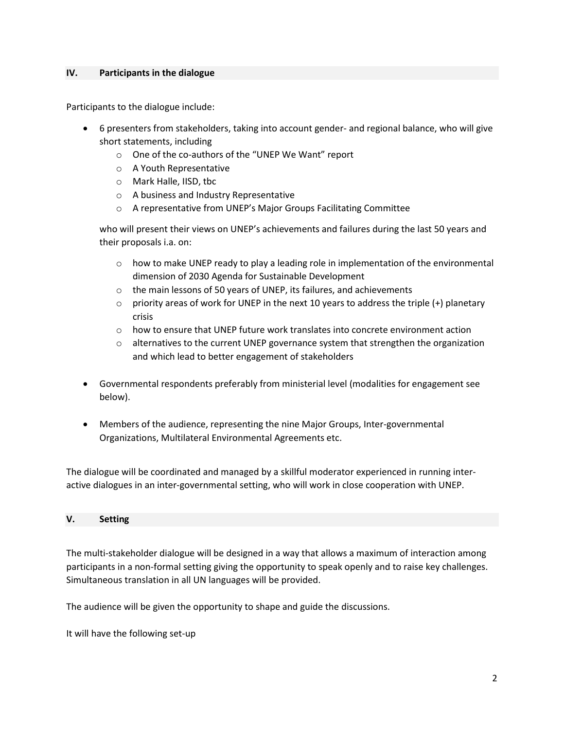## IV. Participants in the dialogue

Participants to the dialogue include:

- 6 presenters from stakeholders, taking into account gender- and regional balance, who will give short statements, including
    - One of the co-authors of the "UNEP We Want" report
    - A Youth Representative
    - Mark Halle, IISD, tbc
    - A business and Industry Representative
    - A representative from UNEP's Major Groups Facilitating Committee

  who will present their views on UNEP's achievements and failures during the last 50 years and their proposals i.a. on:

    - how to make UNEP ready to play a leading role in implementation of the environmental dimension of 2030 Agenda for Sustainable Development
    - the main lessons of 50 years of UNEP, its failures, and achievements
    - priority areas of work for UNEP in the next 10 years to address the triple (+) planetary crisis
    - how to ensure that UNEP future work translates into concrete environment action
    - alternatives to the current UNEP governance system that strengthen the organization and which lead to better engagement of stakeholders

- Governmental respondents preferably from ministerial level (modalities for engagement see below).

- Members of the audience, representing the nine Major Groups, Inter-governmental Organizations, Multilateral Environmental Agreements etc.

The dialogue will be coordinated and managed by a skillful moderator experienced in running inter-active dialogues in an inter-governmental setting, who will work in close cooperation with UNEP.

## V. Setting

The multi-stakeholder dialogue will be designed in a way that allows a maximum of interaction among participants in a non-formal setting giving the opportunity to speak openly and to raise key challenges. Simultaneous translation in all UN languages will be provided.

The audience will be given the opportunity to shape and guide the discussions.

It will have the following set-up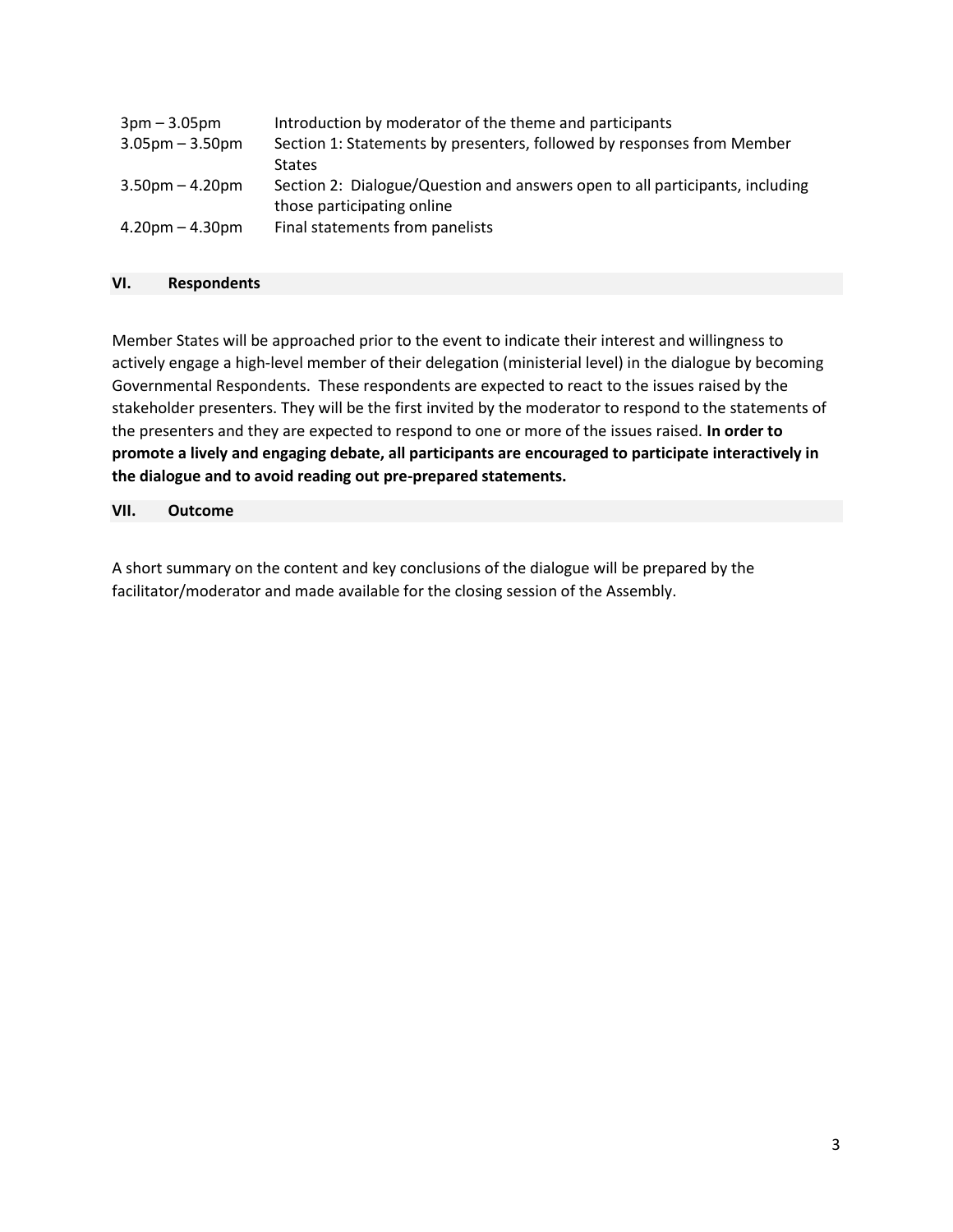| | |
|---|---|
| 3pm – 3.05pm | Introduction by moderator of the theme and participants |
| 3.05pm – 3.50pm | Section 1: Statements by presenters, followed by responses from Member States |
| 3.50pm – 4.20pm | Section 2: Dialogue/Question and answers open to all participants, including those participating online |
| 4.20pm – 4.30pm | Final statements from panelists |

## VI. Respondents

Member States will be approached prior to the event to indicate their interest and willingness to actively engage a high-level member of their delegation (ministerial level) in the dialogue by becoming Governmental Respondents. These respondents are expected to react to the issues raised by the stakeholder presenters. They will be the first invited by the moderator to respond to the statements of the presenters and they are expected to respond to one or more of the issues raised. **In order to promote a lively and engaging debate, all participants are encouraged to participate interactively in the dialogue and to avoid reading out pre-prepared statements.**

## VII. Outcome

A short summary on the content and key conclusions of the dialogue will be prepared by the facilitator/moderator and made available for the closing session of the Assembly.